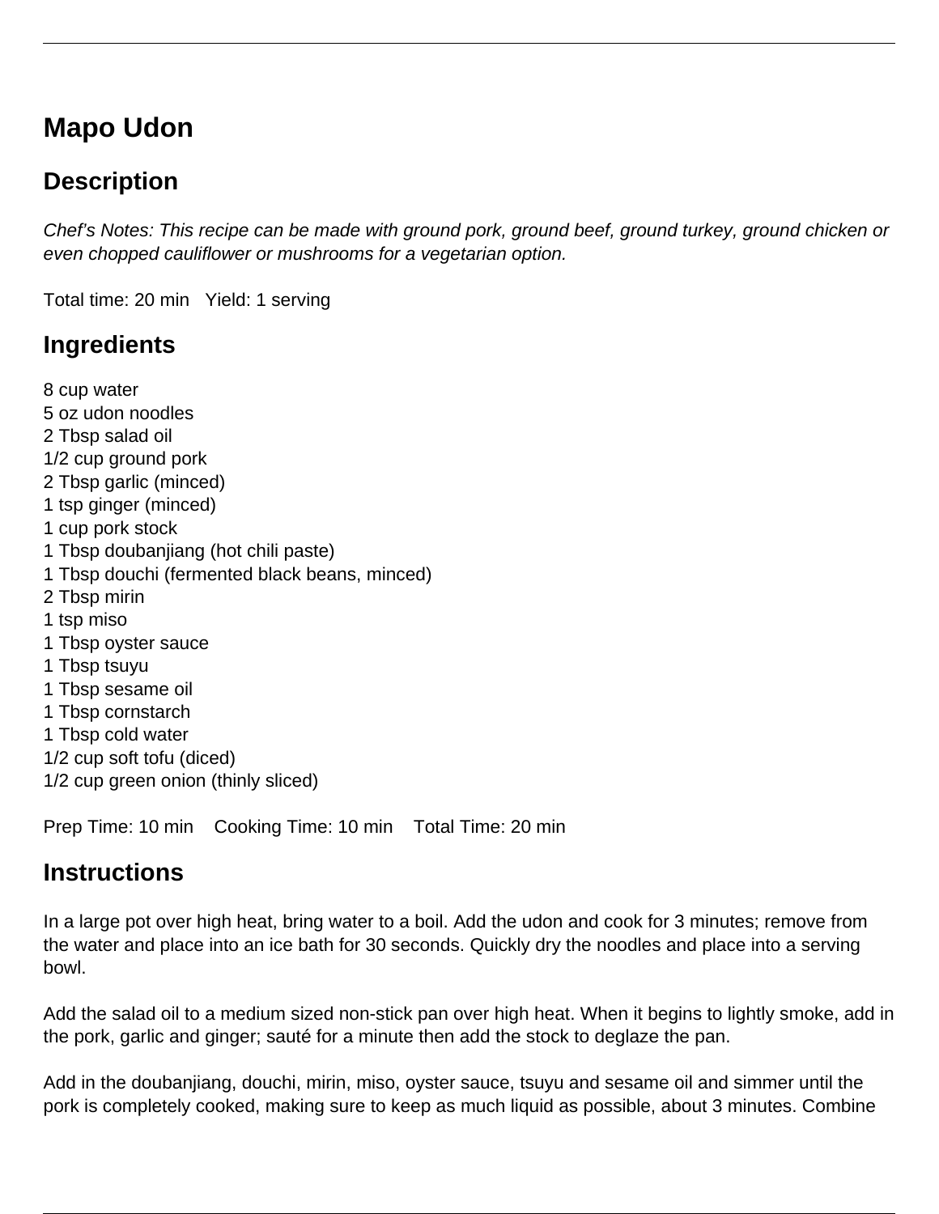# Mapo Udon

## Description

*Chef's Notes: This recipe can be made with ground pork, ground beef, ground turkey, ground chicken or even chopped cauliflower or mushrooms for a vegetarian option.*

Total time: 20 min   Yield: 1 serving

## Ingredients

8 cup water
5 oz udon noodles
2 Tbsp salad oil
1/2 cup ground pork
2 Tbsp garlic (minced)
1 tsp ginger (minced)
1 cup pork stock
1 Tbsp doubanjiang (hot chili paste)
1 Tbsp douchi (fermented black beans, minced)
2 Tbsp mirin
1 tsp miso
1 Tbsp oyster sauce
1 Tbsp tsuyu
1 Tbsp sesame oil
1 Tbsp cornstarch
1 Tbsp cold water
1/2 cup soft tofu (diced)
1/2 cup green onion (thinly sliced)

Prep Time: 10 min   Cooking Time: 10 min   Total Time: 20 min

## Instructions

In a large pot over high heat, bring water to a boil. Add the udon and cook for 3 minutes; remove from the water and place into an ice bath for 30 seconds. Quickly dry the noodles and place into a serving bowl.

Add the salad oil to a medium sized non-stick pan over high heat. When it begins to lightly smoke, add in the pork, garlic and ginger; sauté for a minute then add the stock to deglaze the pan.

Add in the doubanjiang, douchi, mirin, miso, oyster sauce, tsuyu and sesame oil and simmer until the pork is completely cooked, making sure to keep as much liquid as possible, about 3 minutes. Combine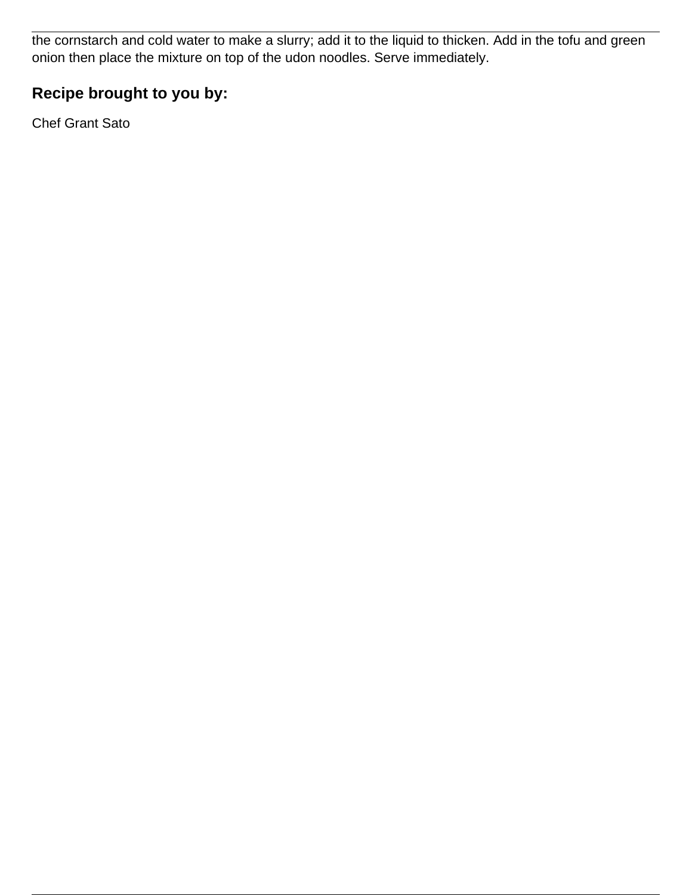the cornstarch and cold water to make a slurry; add it to the liquid to thicken. Add in the tofu and green onion then place the mixture on top of the udon noodles. Serve immediately.

## Recipe brought to you by:

Chef Grant Sato